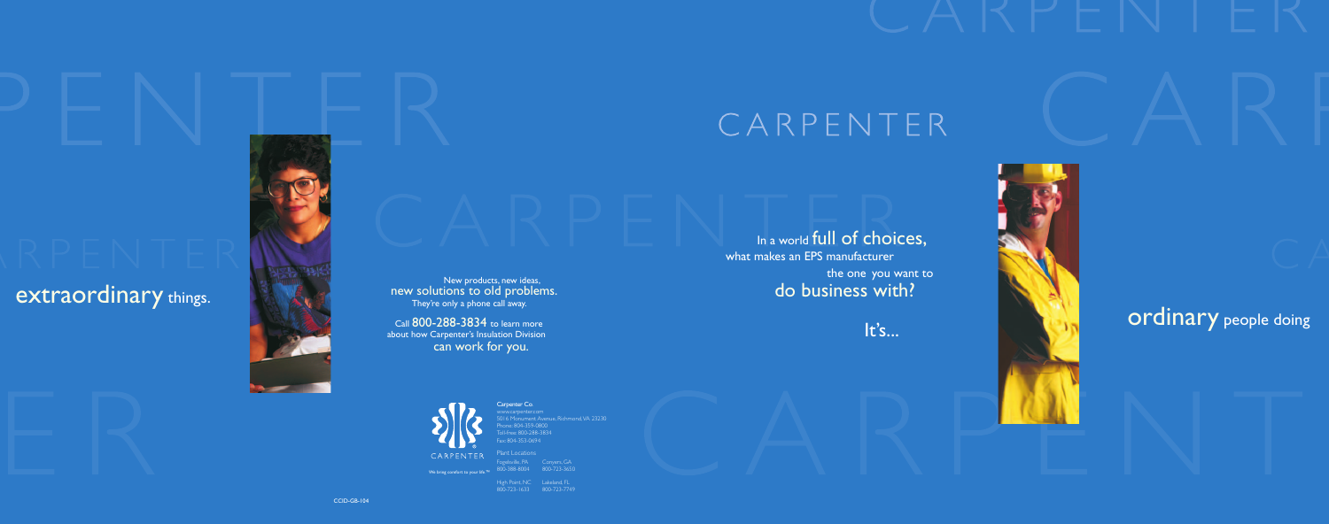extraordinary things.

New products, new ideas, new solutions to old problems. They're only a phone call away.

Call 800-288-3834 to learn more about how Carpenter's Insulation Division can work for you.

CARPENTER

We bring comfort to your life.™

**Carpenter Co.**
www.carpenter.com
5016 Monument Avenue, Richmond, VA 23230
Phone: 804-359-0800
Toll-free: 800-288-3834
Fax: 804-353-0694

Plant Locations

| | |
|---|---|
| Fogelsville, PA<br>800-288-8004 | Conyers, GA<br>800-723-3650 |
| High Point, NC<br>800-723-1633 | Lakeland, FL<br>800-723-7749 |

CCID-GB-104

# CARPENTER

In a world full of choices, what makes an EPS manufacturer the one you want to do business with?

It's...

ordinary people doing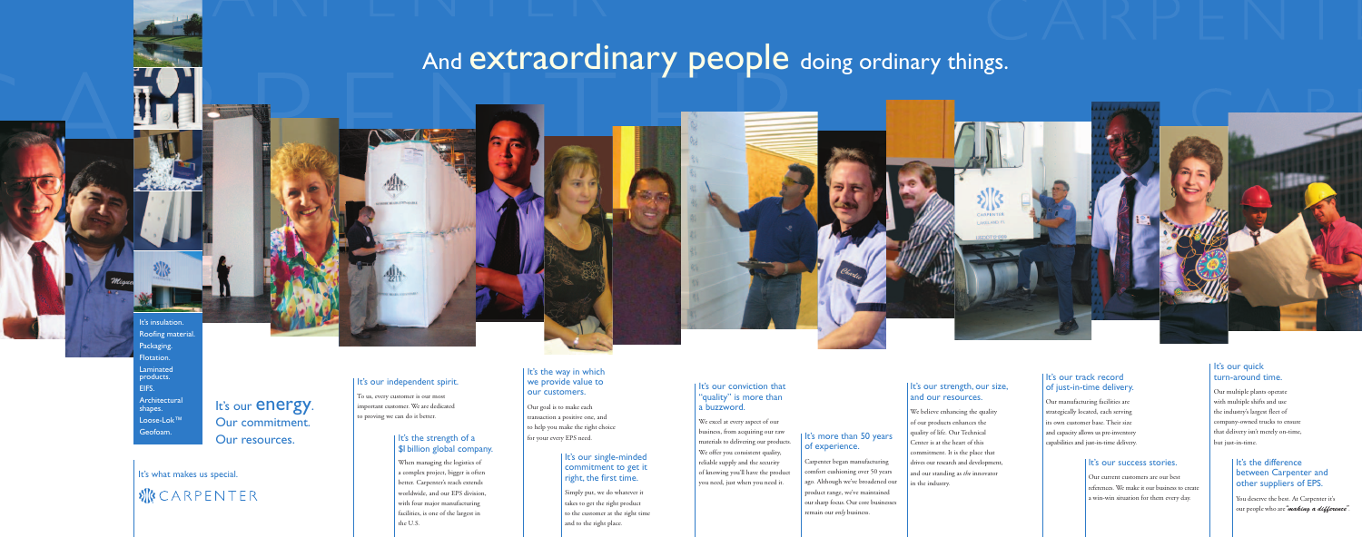# And extraordinary people doing ordinary things.

It's insulation.
Roofing material.
Packaging.
Flotation.
Laminated products.
EIFS.
Architectural shapes.
Loose-Lok™
Geofoam.

It's our **energy**.
Our commitment.
Our resources.

It's what makes us special.

CARPENTER

### It's our independent spirit.

To us, every customer is our most important customer. We are dedicated to proving we can do it better.

### It's the strength of a $1 billion global company.

When managing the logistics of a complex project, bigger is often better. Carpenter's reach extends worldwide, and our EPS division, with four major manufacturing facilities, is one of the largest in the U.S.

### It's the way in which we provide value to our customers.

Our goal is to make each transaction a positive one, and to help you make the right choice for your every EPS need.

### It's our single-minded commitment to get it right, the first time.

Simply put, we do whatever it takes to get the right product to the customer at the right time and to the right place.

### It's our conviction that "quality" is more than a buzzword.

We excel at every aspect of our business, from acquiring our raw materials to delivering our products. We offer you consistent quality, reliable supply and the security of knowing you'll have the product you need, just when you need it.

### It's more than 50 years of experience.

Carpenter began manufacturing comfort cushioning over 50 years ago. Although we've broadened our product range, we've maintained our sharp focus. Our core businesses remain our *only* business.

### It's our strength, our size, and our resources.

We believe enhancing the quality of our products enhances the quality of life. Our Technical Center is at the heart of this commitment. It is the place that drives our research and development, and our standing as *the* innovator in the industry.

### It's our track record of just-in-time delivery.

Our manufacturing facilities are strategically located, each serving its own customer base. Their size and capacity allows us pre-inventory capabilities and just-in-time delivery.

### It's our success stories.

Our current customers are our best references. We make it our business to create a win-win situation for them every day.

### It's our quick turn-around time.

Our multiple plants operate with multiple shifts and use the industry's largest fleet of company-owned trucks to ensure that delivery isn't merely on-time, but just-in-time.

### It's the difference between Carpenter and other suppliers of EPS.

You deserve the best. At Carpenter it's our people who are *"making a difference"*.